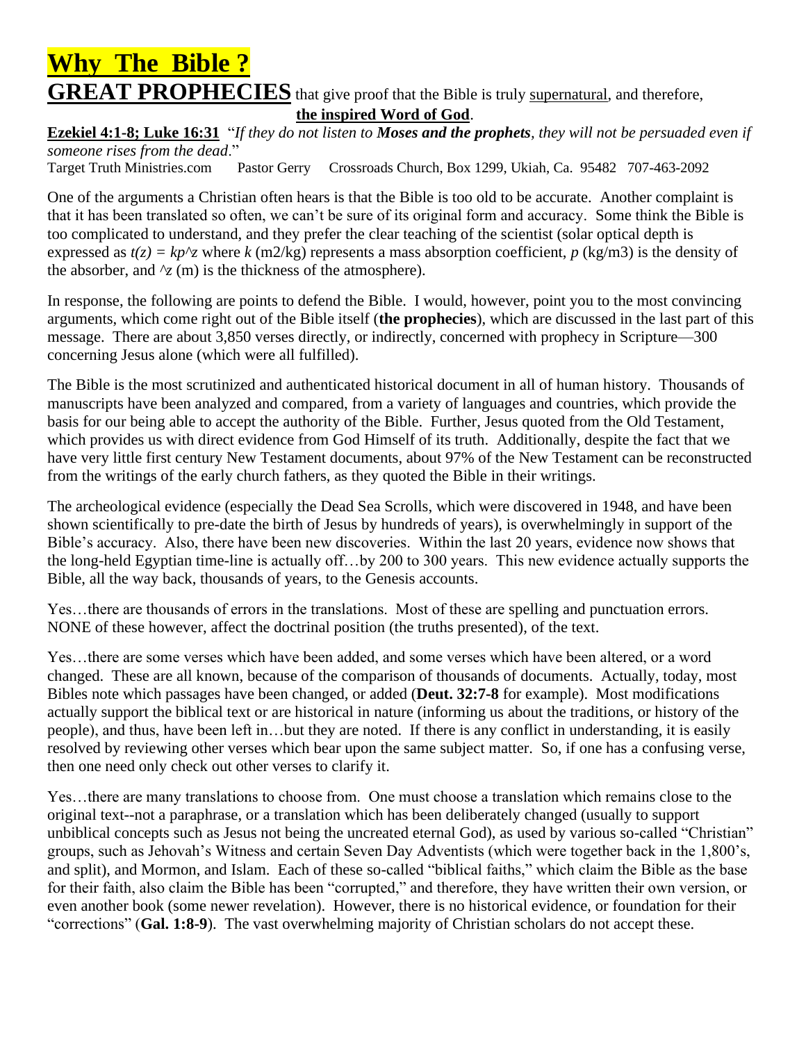# Why The Bible ?

**GREAT PROPHECIES** that give proof that the Bible is truly supernatural, and therefore, **the inspired Word of God**.

**Ezekiel 4:1-8; Luke 16:31** "*If they do not listen to **Moses and the prophets**, they will not be persuaded even if someone rises from the dead*."

Target Truth Ministries.com Pastor Gerry Crossroads Church, Box 1299, Ukiah, Ca. 95482 707-463-2092

One of the arguments a Christian often hears is that the Bible is too old to be accurate. Another complaint is that it has been translated so often, we can't be sure of its original form and accuracy. Some think the Bible is too complicated to understand, and they prefer the clear teaching of the scientist (solar optical depth is expressed as $t(z) = kp^\wedge z$ where $k$ (m2/kg) represents a mass absorption coefficient, $p$ (kg/m3) is the density of the absorber, and ^z (m) is the thickness of the atmosphere).

In response, the following are points to defend the Bible. I would, however, point you to the most convincing arguments, which come right out of the Bible itself (**the prophecies**), which are discussed in the last part of this message. There are about 3,850 verses directly, or indirectly, concerned with prophecy in Scripture—300 concerning Jesus alone (which were all fulfilled).

The Bible is the most scrutinized and authenticated historical document in all of human history. Thousands of manuscripts have been analyzed and compared, from a variety of languages and countries, which provide the basis for our being able to accept the authority of the Bible. Further, Jesus quoted from the Old Testament, which provides us with direct evidence from God Himself of its truth. Additionally, despite the fact that we have very little first century New Testament documents, about 97% of the New Testament can be reconstructed from the writings of the early church fathers, as they quoted the Bible in their writings.

The archeological evidence (especially the Dead Sea Scrolls, which were discovered in 1948, and have been shown scientifically to pre-date the birth of Jesus by hundreds of years), is overwhelmingly in support of the Bible's accuracy. Also, there have been new discoveries. Within the last 20 years, evidence now shows that the long-held Egyptian time-line is actually off…by 200 to 300 years. This new evidence actually supports the Bible, all the way back, thousands of years, to the Genesis accounts.

Yes…there are thousands of errors in the translations. Most of these are spelling and punctuation errors. NONE of these however, affect the doctrinal position (the truths presented), of the text.

Yes…there are some verses which have been added, and some verses which have been altered, or a word changed. These are all known, because of the comparison of thousands of documents. Actually, today, most Bibles note which passages have been changed, or added (**Deut. 32:7-8** for example). Most modifications actually support the biblical text or are historical in nature (informing us about the traditions, or history of the people), and thus, have been left in…but they are noted. If there is any conflict in understanding, it is easily resolved by reviewing other verses which bear upon the same subject matter. So, if one has a confusing verse, then one need only check out other verses to clarify it.

Yes…there are many translations to choose from. One must choose a translation which remains close to the original text--not a paraphrase, or a translation which has been deliberately changed (usually to support unbiblical concepts such as Jesus not being the uncreated eternal God), as used by various so-called "Christian" groups, such as Jehovah's Witness and certain Seven Day Adventists (which were together back in the 1,800's, and split), and Mormon, and Islam. Each of these so-called "biblical faiths," which claim the Bible as the base for their faith, also claim the Bible has been "corrupted," and therefore, they have written their own version, or even another book (some newer revelation). However, there is no historical evidence, or foundation for their "corrections" (**Gal. 1:8-9**). The vast overwhelming majority of Christian scholars do not accept these.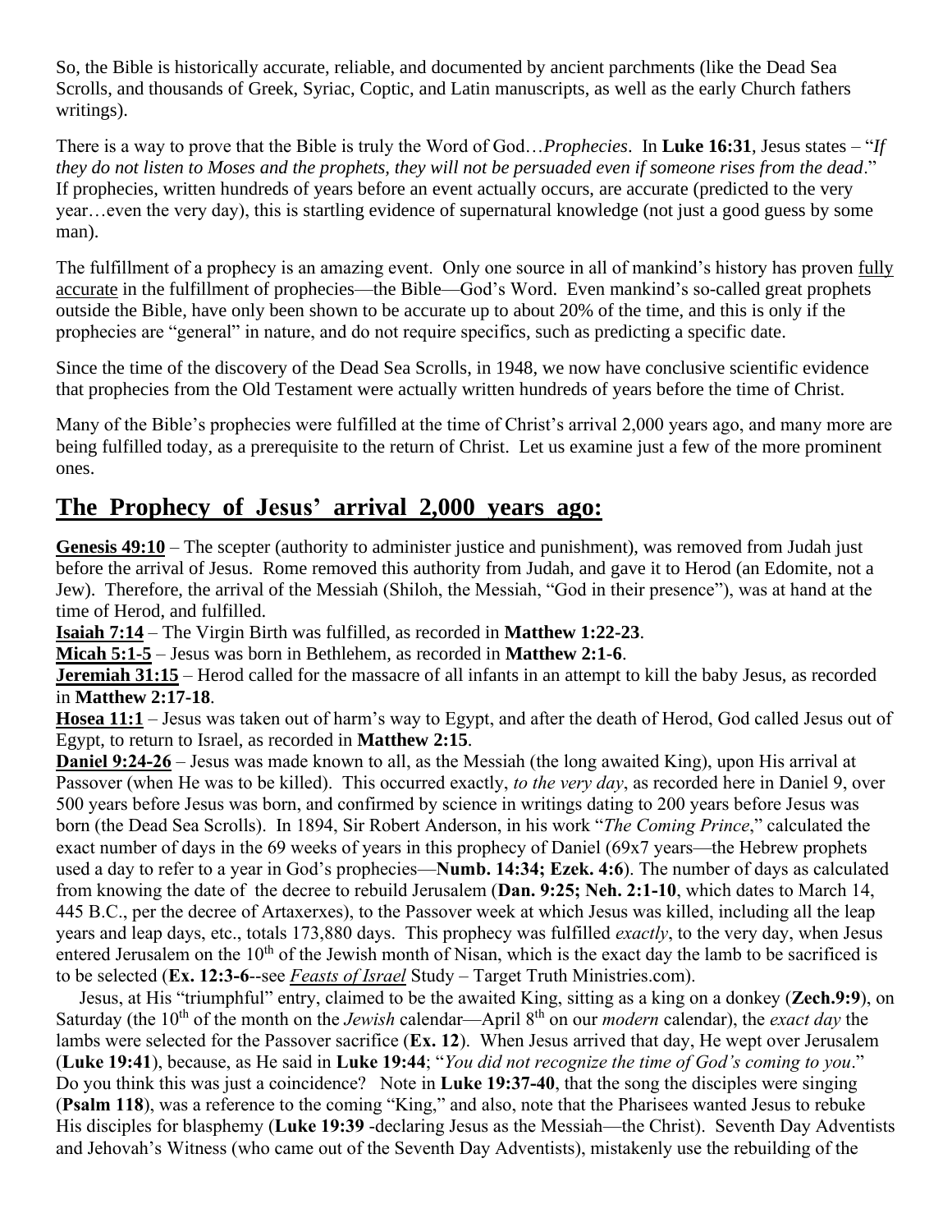So, the Bible is historically accurate, reliable, and documented by ancient parchments (like the Dead Sea Scrolls, and thousands of Greek, Syriac, Coptic, and Latin manuscripts, as well as the early Church fathers writings).

There is a way to prove that the Bible is truly the Word of God…*Prophecies*. In **Luke 16:31**, Jesus states – "*If they do not listen to Moses and the prophets, they will not be persuaded even if someone rises from the dead*." If prophecies, written hundreds of years before an event actually occurs, are accurate (predicted to the very year…even the very day), this is startling evidence of supernatural knowledge (not just a good guess by some man).

The fulfillment of a prophecy is an amazing event. Only one source in all of mankind's history has proven fully accurate in the fulfillment of prophecies—the Bible—God's Word. Even mankind's so-called great prophets outside the Bible, have only been shown to be accurate up to about 20% of the time, and this is only if the prophecies are "general" in nature, and do not require specifics, such as predicting a specific date.

Since the time of the discovery of the Dead Sea Scrolls, in 1948, we now have conclusive scientific evidence that prophecies from the Old Testament were actually written hundreds of years before the time of Christ.

Many of the Bible's prophecies were fulfilled at the time of Christ's arrival 2,000 years ago, and many more are being fulfilled today, as a prerequisite to the return of Christ. Let us examine just a few of the more prominent ones.

## The Prophecy of Jesus' arrival 2,000 years ago:

**Genesis 49:10** – The scepter (authority to administer justice and punishment), was removed from Judah just before the arrival of Jesus. Rome removed this authority from Judah, and gave it to Herod (an Edomite, not a Jew). Therefore, the arrival of the Messiah (Shiloh, the Messiah, "God in their presence"), was at hand at the time of Herod, and fulfilled.

**Isaiah 7:14** – The Virgin Birth was fulfilled, as recorded in **Matthew 1:22-23**.

**Micah 5:1-5** – Jesus was born in Bethlehem, as recorded in **Matthew 2:1-6**.

**Jeremiah 31:15** – Herod called for the massacre of all infants in an attempt to kill the baby Jesus, as recorded in **Matthew 2:17-18**.

**Hosea 11:1** – Jesus was taken out of harm's way to Egypt, and after the death of Herod, God called Jesus out of Egypt, to return to Israel, as recorded in **Matthew 2:15**.

**Daniel 9:24-26** – Jesus was made known to all, as the Messiah (the long awaited King), upon His arrival at Passover (when He was to be killed). This occurred exactly, *to the very day*, as recorded here in Daniel 9, over 500 years before Jesus was born, and confirmed by science in writings dating to 200 years before Jesus was born (the Dead Sea Scrolls). In 1894, Sir Robert Anderson, in his work "*The Coming Prince*," calculated the exact number of days in the 69 weeks of years in this prophecy of Daniel (69x7 years—the Hebrew prophets used a day to refer to a year in God's prophecies—**Numb. 14:34; Ezek. 4:6**). The number of days as calculated from knowing the date of the decree to rebuild Jerusalem (**Dan. 9:25; Neh. 2:1-10**, which dates to March 14, 445 B.C., per the decree of Artaxerxes), to the Passover week at which Jesus was killed, including all the leap years and leap days, etc., totals 173,880 days. This prophecy was fulfilled *exactly*, to the very day, when Jesus entered Jerusalem on the 10th of the Jewish month of Nisan, which is the exact day the lamb to be sacrificed is to be selected (**Ex. 12:3-6**--see *Feasts of Israel* Study – Target Truth Ministries.com).

Jesus, at His "triumphful" entry, claimed to be the awaited King, sitting as a king on a donkey (**Zech.9:9**), on Saturday (the 10th of the month on the *Jewish* calendar—April 8th on our *modern* calendar), the *exact day* the lambs were selected for the Passover sacrifice (**Ex. 12**). When Jesus arrived that day, He wept over Jerusalem (**Luke 19:41**), because, as He said in **Luke 19:44**; "*You did not recognize the time of God's coming to you*." Do you think this was just a coincidence? Note in **Luke 19:37-40**, that the song the disciples were singing (**Psalm 118**), was a reference to the coming "King," and also, note that the Pharisees wanted Jesus to rebuke His disciples for blasphemy (**Luke 19:39** -declaring Jesus as the Messiah—the Christ). Seventh Day Adventists and Jehovah's Witness (who came out of the Seventh Day Adventists), mistakenly use the rebuilding of the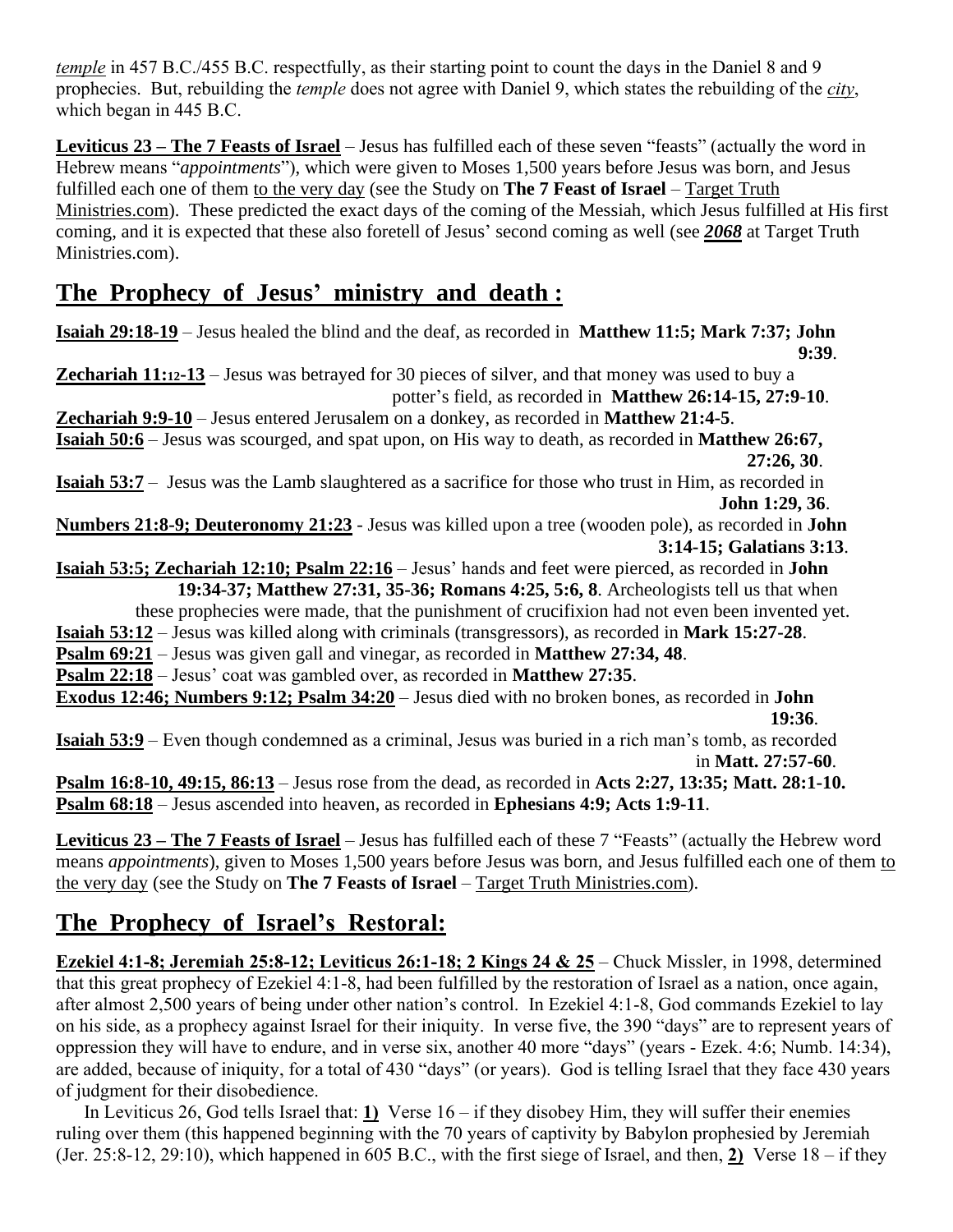*temple* in 457 B.C./455 B.C. respectfully, as their starting point to count the days in the Daniel 8 and 9 prophecies. But, rebuilding the *temple* does not agree with Daniel 9, which states the rebuilding of the *city*, which began in 445 B.C.

**Leviticus 23 – The 7 Feasts of Israel** – Jesus has fulfilled each of these seven "feasts" (actually the word in Hebrew means "*appointments*"), which were given to Moses 1,500 years before Jesus was born, and Jesus fulfilled each one of them to the very day (see the Study on **The 7 Feast of Israel** – Target Truth Ministries.com). These predicted the exact days of the coming of the Messiah, which Jesus fulfilled at His first coming, and it is expected that these also foretell of Jesus' second coming as well (see ***2068*** at Target Truth Ministries.com).

## The Prophecy of Jesus' ministry and death :

**Isaiah 29:18-19** – Jesus healed the blind and the deaf, as recorded in **Matthew 11:5; Mark 7:37; John 9:39**.

**Zechariah 11:12-13** – Jesus was betrayed for 30 pieces of silver, and that money was used to buy a potter's field, as recorded in **Matthew 26:14-15, 27:9-10**.

**Zechariah 9:9-10** – Jesus entered Jerusalem on a donkey, as recorded in **Matthew 21:4-5**.

**Isaiah 50:6** – Jesus was scourged, and spat upon, on His way to death, as recorded in **Matthew 26:67, 27:26, 30**.

**Isaiah 53:7** – Jesus was the Lamb slaughtered as a sacrifice for those who trust in Him, as recorded in **John 1:29, 36**.

**Numbers 21:8-9; Deuteronomy 21:23** - Jesus was killed upon a tree (wooden pole), as recorded in **John 3:14-15; Galatians 3:13**.

**Isaiah 53:5; Zechariah 12:10; Psalm 22:16** – Jesus' hands and feet were pierced, as recorded in **John 19:34-37; Matthew 27:31, 35-36; Romans 4:25, 5:6, 8**. Archeologists tell us that when these prophecies were made, that the punishment of crucifixion had not even been invented yet.

**Isaiah 53:12** – Jesus was killed along with criminals (transgressors), as recorded in **Mark 15:27-28**.

**Psalm 69:21** – Jesus was given gall and vinegar, as recorded in **Matthew 27:34, 48**.

**Psalm 22:18** – Jesus' coat was gambled over, as recorded in **Matthew 27:35**.

**Exodus 12:46; Numbers 9:12; Psalm 34:20** – Jesus died with no broken bones, as recorded in **John 19:36**.

**Isaiah 53:9** – Even though condemned as a criminal, Jesus was buried in a rich man's tomb, as recorded in **Matt. 27:57-60**.

**Psalm 16:8-10, 49:15, 86:13** – Jesus rose from the dead, as recorded in **Acts 2:27, 13:35; Matt. 28:1-10.**

**Psalm 68:18** – Jesus ascended into heaven, as recorded in **Ephesians 4:9; Acts 1:9-11**.

**Leviticus 23 – The 7 Feasts of Israel** – Jesus has fulfilled each of these 7 "Feasts" (actually the Hebrew word means *appointments*), given to Moses 1,500 years before Jesus was born, and Jesus fulfilled each one of them to the very day (see the Study on **The 7 Feasts of Israel** – Target Truth Ministries.com).

## The Prophecy of Israel's Restoral:

**Ezekiel 4:1-8; Jeremiah 25:8-12; Leviticus 26:1-18; 2 Kings 24 & 25** – Chuck Missler, in 1998, determined that this great prophecy of Ezekiel 4:1-8, had been fulfilled by the restoration of Israel as a nation, once again, after almost 2,500 years of being under other nation's control. In Ezekiel 4:1-8, God commands Ezekiel to lay on his side, as a prophecy against Israel for their iniquity. In verse five, the 390 "days" are to represent years of oppression they will have to endure, and in verse six, another 40 more "days" (years - Ezek. 4:6; Numb. 14:34), are added, because of iniquity, for a total of 430 "days" (or years). God is telling Israel that they face 430 years of judgment for their disobedience.

In Leviticus 26, God tells Israel that: **1)** Verse 16 – if they disobey Him, they will suffer their enemies ruling over them (this happened beginning with the 70 years of captivity by Babylon prophesied by Jeremiah (Jer. 25:8-12, 29:10), which happened in 605 B.C., with the first siege of Israel, and then, **2)** Verse 18 – if they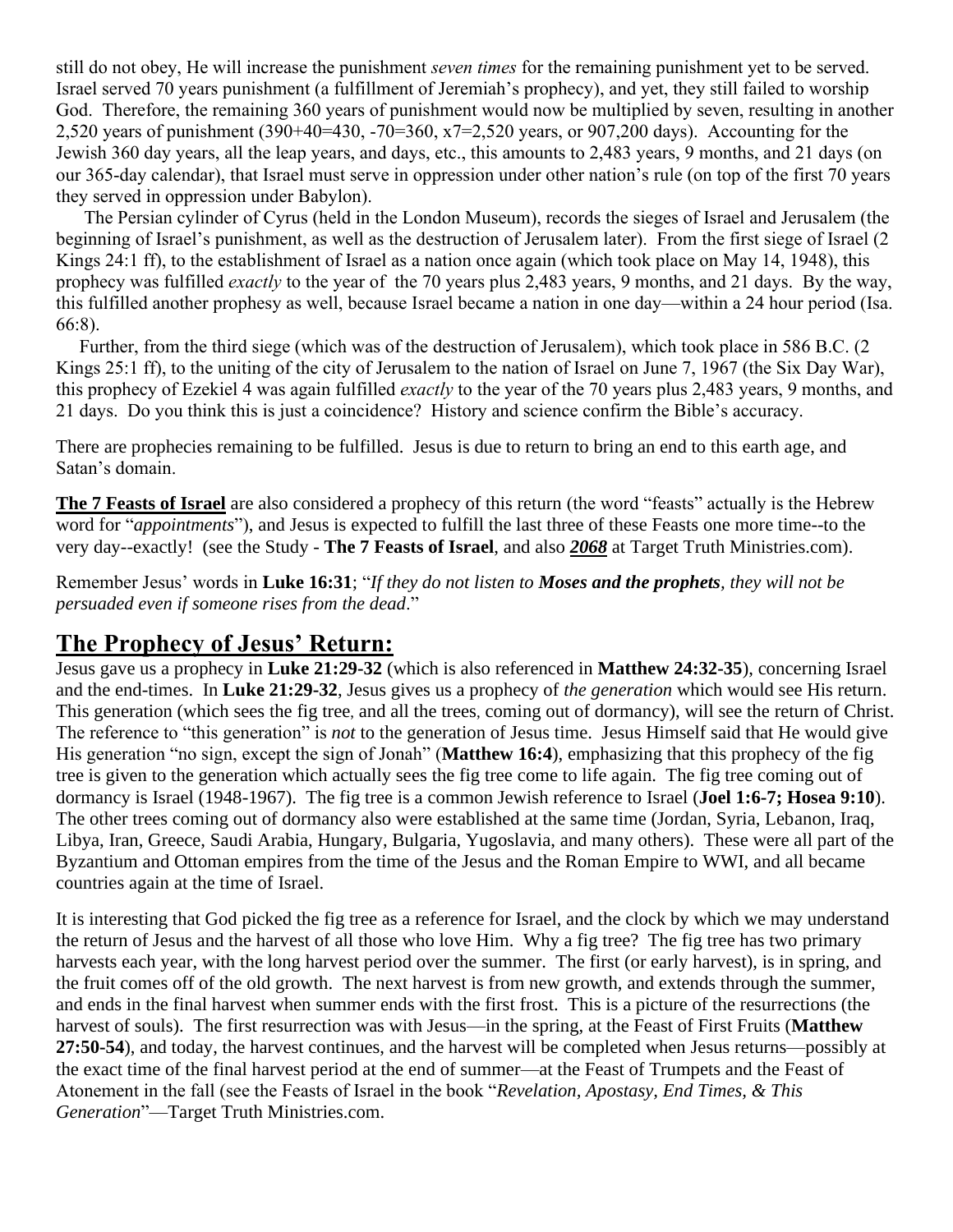still do not obey, He will increase the punishment *seven times* for the remaining punishment yet to be served. Israel served 70 years punishment (a fulfillment of Jeremiah's prophecy), and yet, they still failed to worship God. Therefore, the remaining 360 years of punishment would now be multiplied by seven, resulting in another 2,520 years of punishment (390+40=430, -70=360, x7=2,520 years, or 907,200 days). Accounting for the Jewish 360 day years, all the leap years, and days, etc., this amounts to 2,483 years, 9 months, and 21 days (on our 365-day calendar), that Israel must serve in oppression under other nation's rule (on top of the first 70 years they served in oppression under Babylon).

The Persian cylinder of Cyrus (held in the London Museum), records the sieges of Israel and Jerusalem (the beginning of Israel's punishment, as well as the destruction of Jerusalem later). From the first siege of Israel (2 Kings 24:1 ff), to the establishment of Israel as a nation once again (which took place on May 14, 1948), this prophecy was fulfilled *exactly* to the year of the 70 years plus 2,483 years, 9 months, and 21 days. By the way, this fulfilled another prophesy as well, because Israel became a nation in one day—within a 24 hour period (Isa. 66:8).

Further, from the third siege (which was of the destruction of Jerusalem), which took place in 586 B.C. (2 Kings 25:1 ff), to the uniting of the city of Jerusalem to the nation of Israel on June 7, 1967 (the Six Day War), this prophecy of Ezekiel 4 was again fulfilled *exactly* to the year of the 70 years plus 2,483 years, 9 months, and 21 days. Do you think this is just a coincidence? History and science confirm the Bible's accuracy.

There are prophecies remaining to be fulfilled. Jesus is due to return to bring an end to this earth age, and Satan's domain.

**The 7 Feasts of Israel** are also considered a prophecy of this return (the word "feasts" actually is the Hebrew word for "*appointments*"), and Jesus is expected to fulfill the last three of these Feasts one more time--to the very day--exactly! (see the Study - **The 7 Feasts of Israel**, and also ***2068*** at Target Truth Ministries.com).

Remember Jesus' words in **Luke 16:31**; "*If they do not listen to **Moses and the prophets**, they will not be persuaded even if someone rises from the dead*."

## The Prophecy of Jesus' Return:

Jesus gave us a prophecy in **Luke 21:29-32** (which is also referenced in **Matthew 24:32-35**), concerning Israel and the end-times. In **Luke 21:29-32**, Jesus gives us a prophecy of *the generation* which would see His return. This generation (which sees the fig tree, and all the trees, coming out of dormancy), will see the return of Christ. The reference to "this generation" is *not* to the generation of Jesus time. Jesus Himself said that He would give His generation "no sign, except the sign of Jonah" (**Matthew 16:4**), emphasizing that this prophecy of the fig tree is given to the generation which actually sees the fig tree come to life again. The fig tree coming out of dormancy is Israel (1948-1967). The fig tree is a common Jewish reference to Israel (**Joel 1:6-7; Hosea 9:10**). The other trees coming out of dormancy also were established at the same time (Jordan, Syria, Lebanon, Iraq, Libya, Iran, Greece, Saudi Arabia, Hungary, Bulgaria, Yugoslavia, and many others). These were all part of the Byzantium and Ottoman empires from the time of the Jesus and the Roman Empire to WWI, and all became countries again at the time of Israel.

It is interesting that God picked the fig tree as a reference for Israel, and the clock by which we may understand the return of Jesus and the harvest of all those who love Him. Why a fig tree? The fig tree has two primary harvests each year, with the long harvest period over the summer. The first (or early harvest), is in spring, and the fruit comes off of the old growth. The next harvest is from new growth, and extends through the summer, and ends in the final harvest when summer ends with the first frost. This is a picture of the resurrections (the harvest of souls). The first resurrection was with Jesus—in the spring, at the Feast of First Fruits (**Matthew 27:50-54**), and today, the harvest continues, and the harvest will be completed when Jesus returns—possibly at the exact time of the final harvest period at the end of summer—at the Feast of Trumpets and the Feast of Atonement in the fall (see the Feasts of Israel in the book "*Revelation, Apostasy, End Times, & This Generation*"—Target Truth Ministries.com.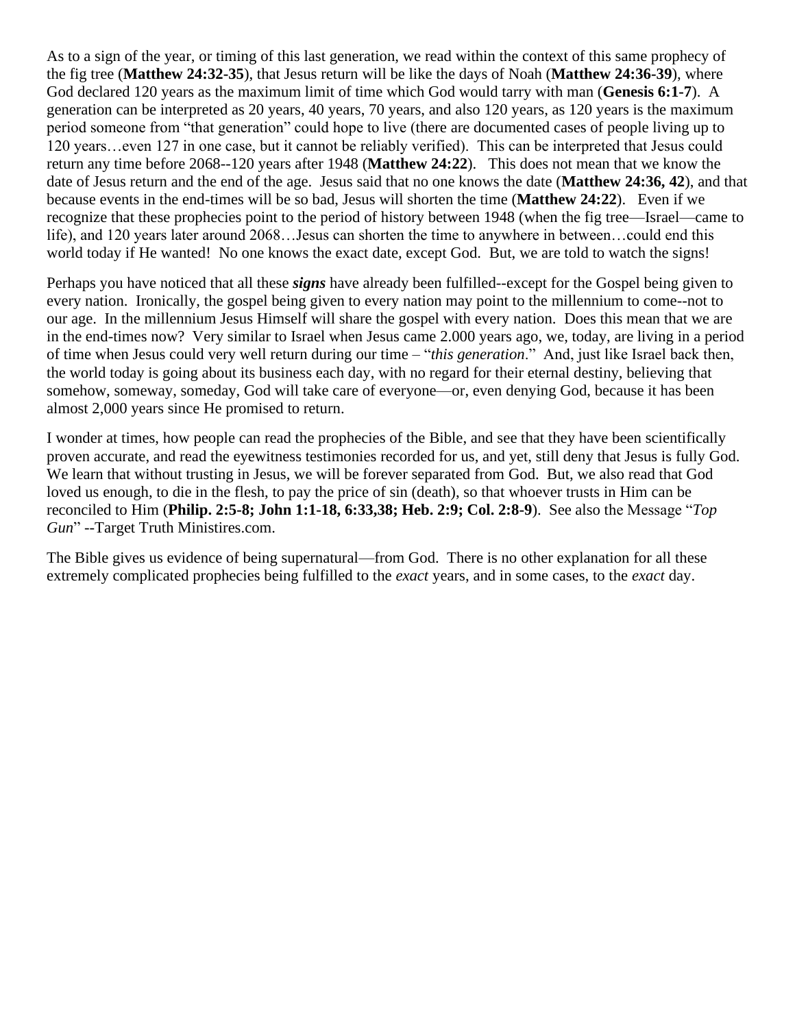As to a sign of the year, or timing of this last generation, we read within the context of this same prophecy of the fig tree (**Matthew 24:32-35**), that Jesus return will be like the days of Noah (**Matthew 24:36-39**), where God declared 120 years as the maximum limit of time which God would tarry with man (**Genesis 6:1-7**). A generation can be interpreted as 20 years, 40 years, 70 years, and also 120 years, as 120 years is the maximum period someone from "that generation" could hope to live (there are documented cases of people living up to 120 years…even 127 in one case, but it cannot be reliably verified). This can be interpreted that Jesus could return any time before 2068--120 years after 1948 (**Matthew 24:22**). This does not mean that we know the date of Jesus return and the end of the age. Jesus said that no one knows the date (**Matthew 24:36, 42**), and that because events in the end-times will be so bad, Jesus will shorten the time (**Matthew 24:22**). Even if we recognize that these prophecies point to the period of history between 1948 (when the fig tree—Israel—came to life), and 120 years later around 2068…Jesus can shorten the time to anywhere in between…could end this world today if He wanted! No one knows the exact date, except God. But, we are told to watch the signs!

Perhaps you have noticed that all these ***signs*** have already been fulfilled--except for the Gospel being given to every nation. Ironically, the gospel being given to every nation may point to the millennium to come--not to our age. In the millennium Jesus Himself will share the gospel with every nation. Does this mean that we are in the end-times now? Very similar to Israel when Jesus came 2.000 years ago, we, today, are living in a period of time when Jesus could very well return during our time – "*this generation*." And, just like Israel back then, the world today is going about its business each day, with no regard for their eternal destiny, believing that somehow, someway, someday, God will take care of everyone—or, even denying God, because it has been almost 2,000 years since He promised to return.

I wonder at times, how people can read the prophecies of the Bible, and see that they have been scientifically proven accurate, and read the eyewitness testimonies recorded for us, and yet, still deny that Jesus is fully God. We learn that without trusting in Jesus, we will be forever separated from God. But, we also read that God loved us enough, to die in the flesh, to pay the price of sin (death), so that whoever trusts in Him can be reconciled to Him (**Philip. 2:5-8; John 1:1-18, 6:33,38; Heb. 2:9; Col. 2:8-9**). See also the Message "*Top Gun*" --Target Truth Ministires.com.

The Bible gives us evidence of being supernatural—from God. There is no other explanation for all these extremely complicated prophecies being fulfilled to the *exact* years, and in some cases, to the *exact* day.